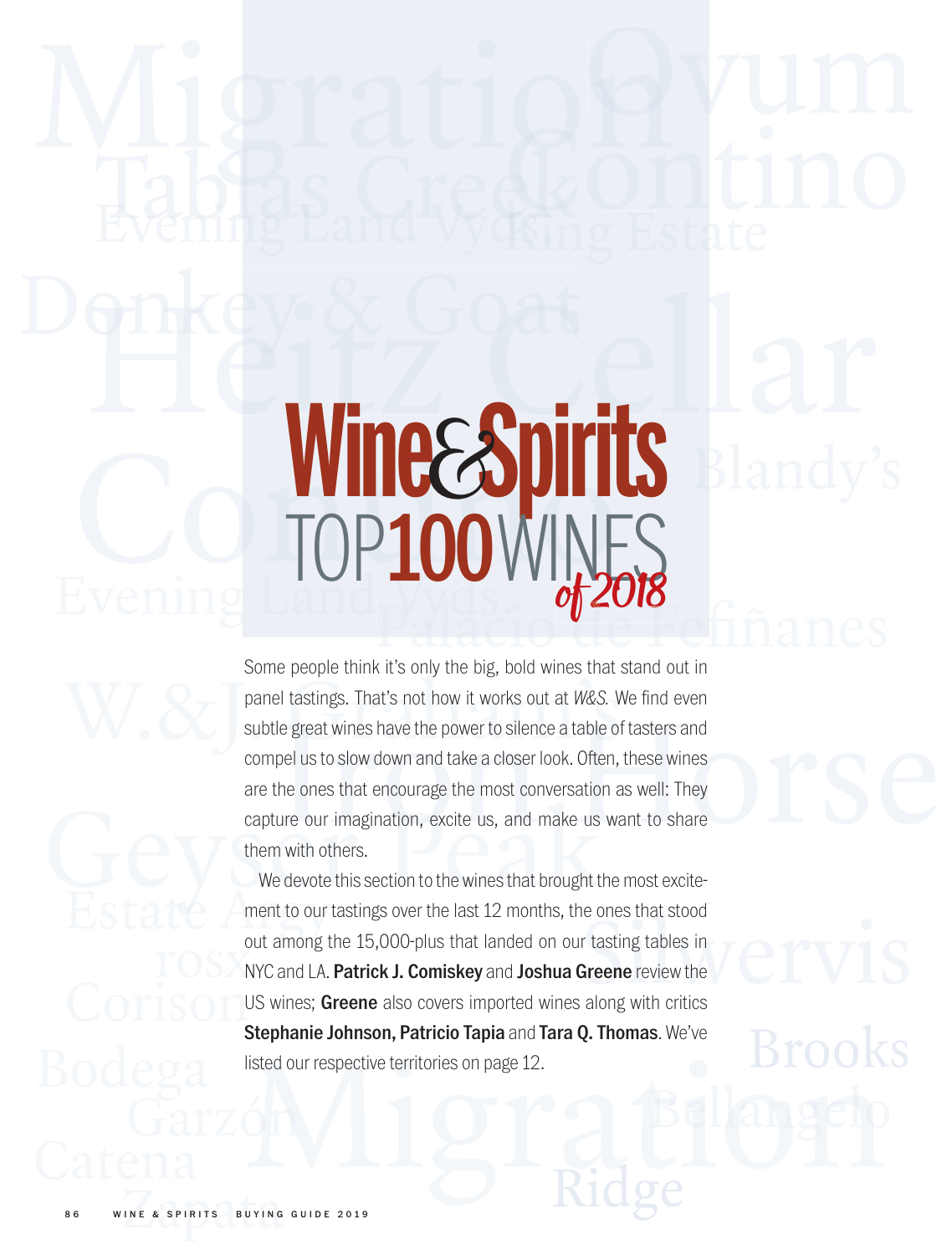# Wine&Spirits TOP 100 WINES of 2018

Some people think it's only the big, bold wines that stand out in panel tastings. That's not how it works out at *W&S*. We find even subtle great wines have the power to silence a table of tasters and compel us to slow down and take a closer look. Often, these wines are the ones that encourage the most conversation as well: They capture our imagination, excite us, and make us want to share them with others.

We devote this section to the wines that brought the most excitement to our tastings over the last 12 months, the ones that stood out among the 15,000-plus that landed on our tasting tables in NYC and LA. **Patrick J. Comiskey** and **Joshua Greene** review the US wines; **Greene** also covers imported wines along with critics **Stephanie Johnson, Patricio Tapia** and **Tara Q. Thomas**. We've listed our respective territories on page 12.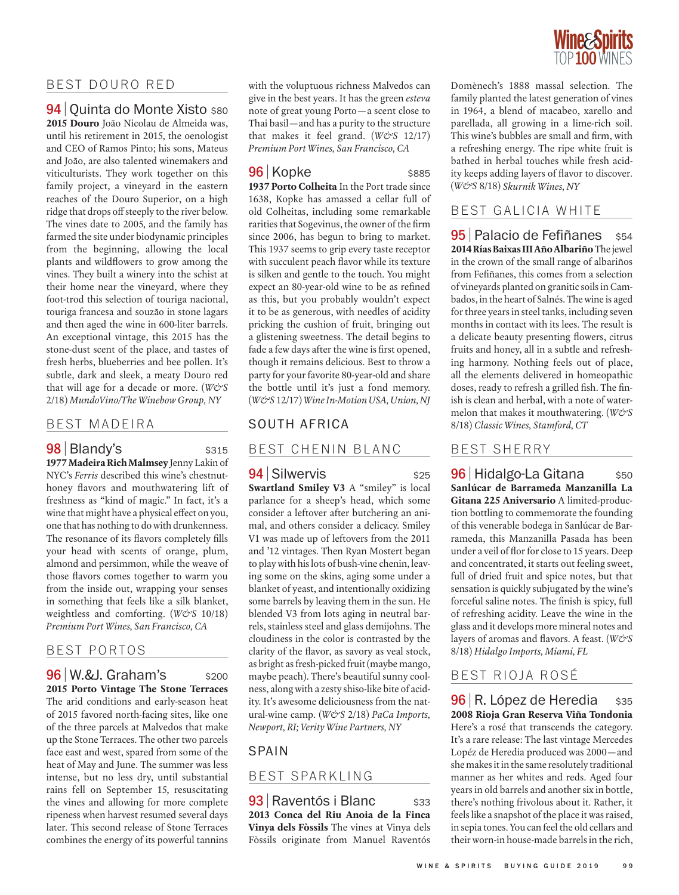## BEST DOURO RED

### 94 | Quinta do Monte Xisto $80

**2015 Douro** João Nicolau de Almeida was, until his retirement in 2015, the oenologist and CEO of Ramos Pinto; his sons, Mateus and João, are also talented winemakers and viticulturists. They work together on this family project, a vineyard in the eastern reaches of the Douro Superior, on a high ridge that drops off steeply to the river below. The vines date to 2005, and the family has farmed the site under biodynamic principles from the beginning, allowing the local plants and wildflowers to grow among the vines. They built a winery into the schist at their home near the vineyard, where they foot-trod this selection of touriga nacional, touriga francesa and souzão in stone lagars and then aged the wine in 600-liter barrels. An exceptional vintage, this 2015 has the stone-dust scent of the place, and tastes of fresh herbs, blueberries and bee pollen. It's subtle, dark and sleek, a meaty Douro red that will age for a decade or more. (*W&S* 2/18) *MundoVino/The Winebow Group, NY*

## BEST MADEIRA

### 98 | Blandy's $315

**1977 Madeira Rich Malmsey** Jenny Lakin of NYC's *Ferris* described this wine's chestnut-honey flavors and mouthwatering lift of freshness as "kind of magic." In fact, it's a wine that might have a physical effect on you, one that has nothing to do with drunkenness. The resonance of its flavors completely fills your head with scents of orange, plum, almond and persimmon, while the weave of those flavors comes together to warm you from the inside out, wrapping your senses in something that feels like a silk blanket, weightless and comforting. (*W&S* 10/18) *Premium Port Wines, San Francisco, CA*

## BEST PORTOS

### 96 | W.&J. Graham's $200

**2015 Porto Vintage The Stone Terraces** The arid conditions and early-season heat of 2015 favored north-facing sites, like one of the three parcels at Malvedos that make up the Stone Terraces. The other two parcels face east and west, spared from some of the heat of May and June. The summer was less intense, but no less dry, until substantial rains fell on September 15, resuscitating the vines and allowing for more complete ripeness when harvest resumed several days later. This second release of Stone Terraces combines the energy of its powerful tannins with the voluptuous richness Malvedos can give in the best years. It has the green *esteva* note of great young Porto—a scent close to Thai basil—and has a purity to the structure that makes it feel grand. (*W&S* 12/17) *Premium Port Wines, San Francisco, CA*

### 96 | Kopke $885

**1937 Porto Colheita** In the Port trade since 1638, Kopke has amassed a cellar full of old Colheitas, including some remarkable rarities that Sogevinus, the owner of the firm since 2006, has begun to bring to market. This 1937 seems to grip every taste receptor with succulent peach flavor while its texture is silken and gentle to the touch. You might expect an 80-year-old wine to be as refined as this, but you probably wouldn't expect it to be as generous, with needles of acidity pricking the cushion of fruit, bringing out a glistening sweetness. The detail begins to fade a few days after the wine is first opened, though it remains delicious. Best to throw a party for your favorite 80-year-old and share the bottle until it's just a fond memory. (*W&S* 12/17) *Wine In-Motion USA, Union, NJ*

# SOUTH AFRICA

## BEST CHENIN BLANC

### 94 | Silwervis $25

**Swartland Smiley V3** A "smiley" is local parlance for a sheep's head, which some consider a leftover after butchering an animal, and others consider a delicacy. Smiley V1 was made up of leftovers from the 2011 and '12 vintages. Then Ryan Mostert began to play with his lots of bush-vine chenin, leaving some on the skins, aging some under a blanket of yeast, and intentionally oxidizing some barrels by leaving them in the sun. He blended V3 from lots aging in neutral barrels, stainless steel and glass demijohns. The cloudiness in the color is contrasted by the clarity of the flavor, as savory as veal stock, as bright as fresh-picked fruit (maybe mango, maybe peach). There's beautiful sunny coolness, along with a zesty shiso-like bite of acidity. It's awesome deliciousness from the natural-wine camp. (*W&S* 2/18) *PaCa Imports, Newport, RI; Verity Wine Partners, NY*

# SPAIN

## BEST SPARKLING

### 93 | Raventós i Blanc $33

**2013 Conca del Riu Anoia de la Finca Vinya dels Fòssils** The vines at Vinya dels Fòssils originate from Manuel Raventós Domènech's 1888 massal selection. The family planted the latest generation of vines in 1964, a blend of macabeo, xarello and parellada, all growing in a lime-rich soil. This wine's bubbles are small and firm, with a refreshing energy. The ripe white fruit is bathed in herbal touches while fresh acidity keeps adding layers of flavor to discover. (*W&S* 8/18) *Skurnik Wines, NY*

## BEST GALICIA WHITE

### 95 | Palacio de Fefiñanes $54

**2014 Rías Baixas III Año Albariño** The jewel in the crown of the small range of albariños from Fefiñanes, this comes from a selection of vineyards planted on granitic soils in Cambados, in the heart of Salnés. The wine is aged for three years in steel tanks, including seven months in contact with its lees. The result is a delicate beauty presenting flowers, citrus fruits and honey, all in a subtle and refreshing harmony. Nothing feels out of place, all the elements delivered in homeopathic doses, ready to refresh a grilled fish. The finish is clean and herbal, with a note of watermelon that makes it mouthwatering. (*W&S* 8/18) *Classic Wines, Stamford, CT*

## BEST SHERRY

### 96 | Hidalgo-La Gitana $50

**Sanlúcar de Barrameda Manzanilla La Gitana 225 Aniversario** A limited-production bottling to commemorate the founding of this venerable bodega in Sanlúcar de Barrameda, this Manzanilla Pasada has been under a veil of flor for close to 15 years. Deep and concentrated, it starts out feeling sweet, full of dried fruit and spice notes, but that sensation is quickly subjugated by the wine's forceful saline notes. The finish is spicy, full of refreshing acidity. Leave the wine in the glass and it develops more mineral notes and layers of aromas and flavors. A feast. (*W&S* 8/18) *Hidalgo Imports, Miami, FL*

## BEST RIOJA ROSÉ

### 96 | R. López de Heredia $35

**2008 Rioja Gran Reserva Viña Tondonia** Here's a rosé that transcends the category. It's a rare release: The last vintage Mercedes Lopéz de Heredia produced was 2000—and she makes it in the same resolutely traditional manner as her whites and reds. Aged four years in old barrels and another six in bottle, there's nothing frivolous about it. Rather, it feels like a snapshot of the place it was raised, in sepia tones. You can feel the old cellars and their worn-in house-made barrels in the rich,